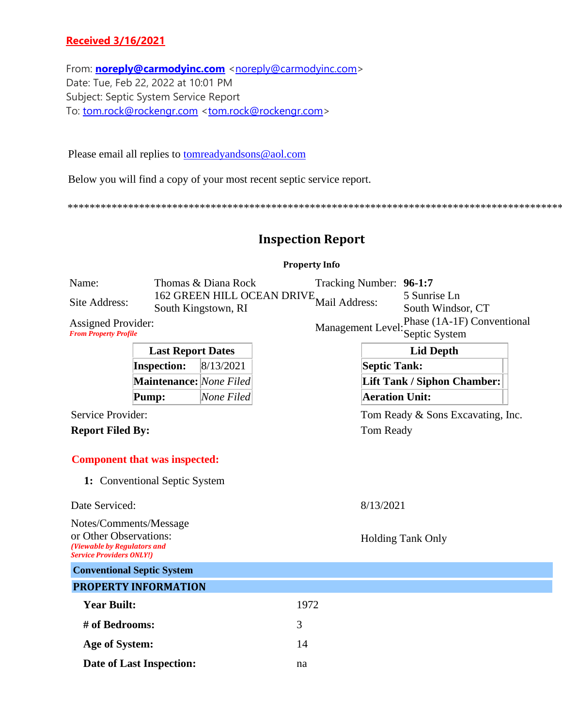**Received 3/16/2021**

From: **noreply@carmodyinc.com** <noreply@carmodyinc.com>
Date: Tue, Feb 22, 2022 at 10:01 PM
Subject: Septic System Service Report
To: tom.rock@rockengr.com <tom.rock@rockengr.com>

Please email all replies to tomreadyandsons@aol.com

Below you will find a copy of your most recent septic service report.

***************************************************************************************

# Inspection Report

**Property Info**

| | | | |
|---|---|---|---|
| Name: | Thomas & Diana Rock | Tracking Number: | **96-1:7** |
| Site Address: | 162 GREEN HILL OCEAN DRIVE South Kingstown, RI | Mail Address: | 5 Sunrise Ln South Windsor, CT |
| Assigned Provider: *From Property Profile* | | Management Level: | Phase (1A-1F) Conventional Septic System |

| Last Report Dates | |
|---|---|
| **Inspection:** | 8/13/2021 |
| **Maintenance:** | *None Filed* |
| **Pump:** | *None Filed* |

| Lid Depth | |
|---|---|
| **Septic Tank:** | |
| **Lift Tank / Siphon Chamber:** | |
| **Aeration Unit:** | |

Service Provider: Tom Ready & Sons Excavating, Inc.

**Report Filed By:** Tom Ready

**Component that was inspected:**

**1:** Conventional Septic System

Date Serviced: 8/13/2021

Notes/Comments/Message or Other Observations: *(Viewable by Regulators and Service Providers ONLY!)* Holding Tank Only

**Conventional Septic System**

**PROPERTY INFORMATION**

| | |
|---|---|
| **Year Built:** | 1972 |
| **# of Bedrooms:** | 3 |
| **Age of System:** | 14 |
| **Date of Last Inspection:** | na |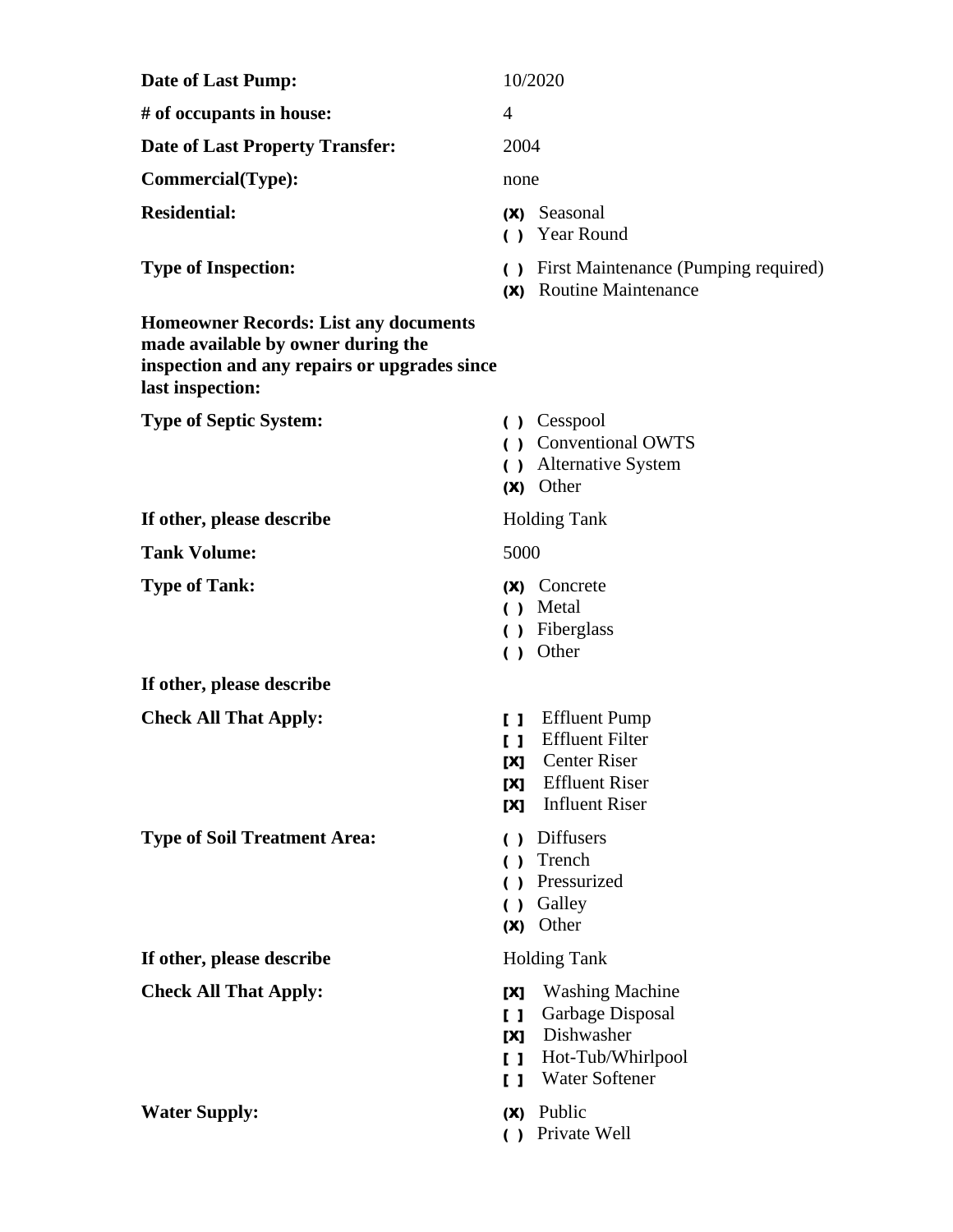**Date of Last Pump:** 10/2020

**# of occupants in house:** 4

**Date of Last Property Transfer:** 2004

**Commercial(Type):** none

**Residential:**
- (X) Seasonal
- ( ) Year Round

**Type of Inspection:**
- ( ) First Maintenance (Pumping required)
- (X) Routine Maintenance

**Homeowner Records: List any documents made available by owner during the inspection and any repairs or upgrades since last inspection:**

**Type of Septic System:**
- ( ) Cesspool
- ( ) Conventional OWTS
- ( ) Alternative System
- (X) Other

**If other, please describe** Holding Tank

**Tank Volume:** 5000

**Type of Tank:**
- (X) Concrete
- ( ) Metal
- ( ) Fiberglass
- ( ) Other

**If other, please describe**

**Check All That Apply:**
- [ ] Effluent Pump
- [ ] Effluent Filter
- [X] Center Riser
- [X] Effluent Riser
- [X] Influent Riser

**Type of Soil Treatment Area:**
- ( ) Diffusers
- ( ) Trench
- ( ) Pressurized
- ( ) Galley
- (X) Other

**If other, please describe** Holding Tank

**Check All That Apply:**
- [X] Washing Machine
- [ ] Garbage Disposal
- [X] Dishwasher
- [ ] Hot-Tub/Whirlpool
- [ ] Water Softener

**Water Supply:**
- (X) Public
- ( ) Private Well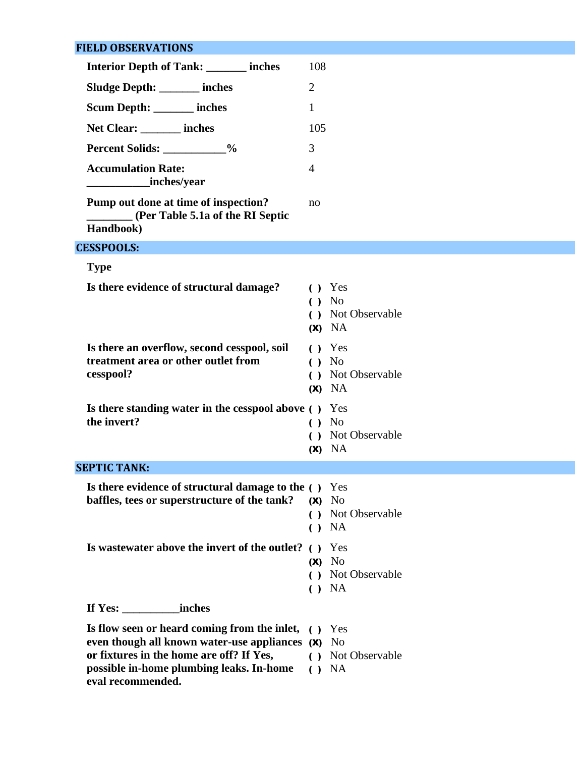## FIELD OBSERVATIONS

| | |
|---|---|
| **Interior Depth of Tank: _______ inches** | 108 |
| **Sludge Depth: _______ inches** | 2 |
| **Scum Depth: _______ inches** | 1 |
| **Net Clear: _______ inches** | 105 |
| **Percent Solids: ___________%** | 3 |
| **Accumulation Rate: ___________inches/year** | 4 |
| **Pump out done at time of inspection? ________ (Per Table 5.1a of the RI Septic Handbook)** | no |

## CESSPOOLS:

**Type**

**Is there evidence of structural damage?**

( ) Yes
( ) No
( ) Not Observable
(X) NA

**Is there an overflow, second cesspool, soil treatment area or other outlet from cesspool?**

( ) Yes
( ) No
( ) Not Observable
(X) NA

**Is there standing water in the cesspool above the invert?**

( ) Yes
( ) No
( ) Not Observable
(X) NA

## SEPTIC TANK:

**Is there evidence of structural damage to the baffles, tees or superstructure of the tank?**

( ) Yes
(X) No
( ) Not Observable
( ) NA

**Is wastewater above the invert of the outlet?**

( ) Yes
(X) No
( ) Not Observable
( ) NA

**If Yes: __________inches**

**Is flow seen or heard coming from the inlet, even though all known water-use appliances or fixtures in the home are off? If Yes, possible in-home plumbing leaks. In-home eval recommended.**

( ) Yes
(X) No
( ) Not Observable
( ) NA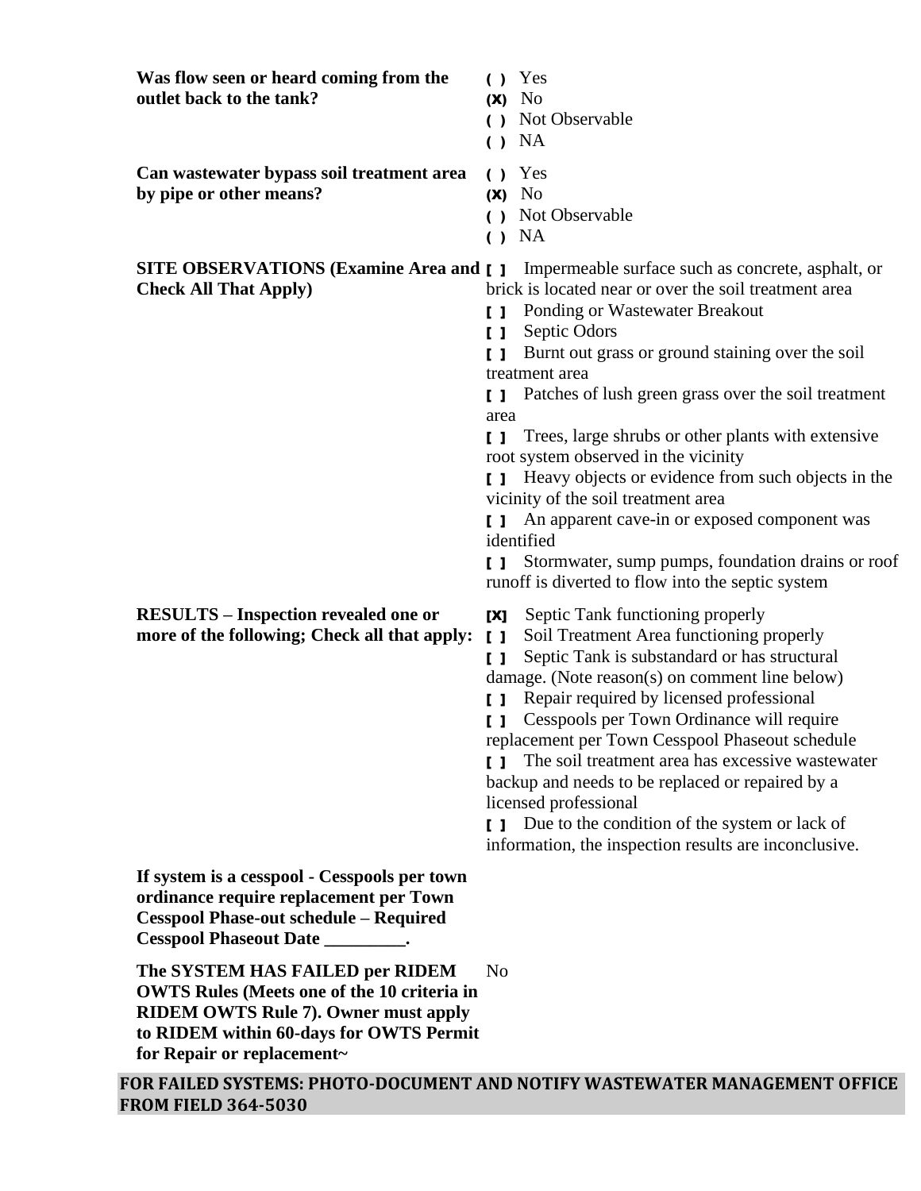| | |
|---|---|
| **Was flow seen or heard coming from the outlet back to the tank?** | ( ) Yes<br>(X) No<br>( ) Not Observable<br>( ) NA |
| **Can wastewater bypass soil treatment area by pipe or other means?** | ( ) Yes<br>(X) No<br>( ) Not Observable<br>( ) NA |
| **SITE OBSERVATIONS (Examine Area and Check All That Apply)** | [ ] Impermeable surface such as concrete, asphalt, or brick is located near or over the soil treatment area<br>[ ] Ponding or Wastewater Breakout<br>[ ] Septic Odors<br>[ ] Burnt out grass or ground staining over the soil treatment area<br>[ ] Patches of lush green grass over the soil treatment area<br>[ ] Trees, large shrubs or other plants with extensive root system observed in the vicinity<br>[ ] Heavy objects or evidence from such objects in the vicinity of the soil treatment area<br>[ ] An apparent cave-in or exposed component was identified<br>[ ] Stormwater, sump pumps, foundation drains or roof runoff is diverted to flow into the septic system |
| **RESULTS – Inspection revealed one or more of the following; Check all that apply:** | [X] Septic Tank functioning properly<br>[ ] Soil Treatment Area functioning properly<br>[ ] Septic Tank is substandard or has structural damage. (Note reason(s) on comment line below)<br>[ ] Repair required by licensed professional<br>[ ] Cesspools per Town Ordinance will require replacement per Town Cesspool Phaseout schedule<br>[ ] The soil treatment area has excessive wastewater backup and needs to be replaced or repaired by a licensed professional<br>[ ] Due to the condition of the system or lack of information, the inspection results are inconclusive. |
| **If system is a cesspool - Cesspools per town ordinance require replacement per Town Cesspool Phase-out schedule – Required Cesspool Phaseout Date _________.** | |
| **The SYSTEM HAS FAILED per RIDEM OWTS Rules (Meets one of the 10 criteria in RIDEM OWTS Rule 7). Owner must apply to RIDEM within 60-days for OWTS Permit for Repair or replacement~** | No |

**FOR FAILED SYSTEMS: PHOTO-DOCUMENT AND NOTIFY WASTEWATER MANAGEMENT OFFICE FROM FIELD 364-5030**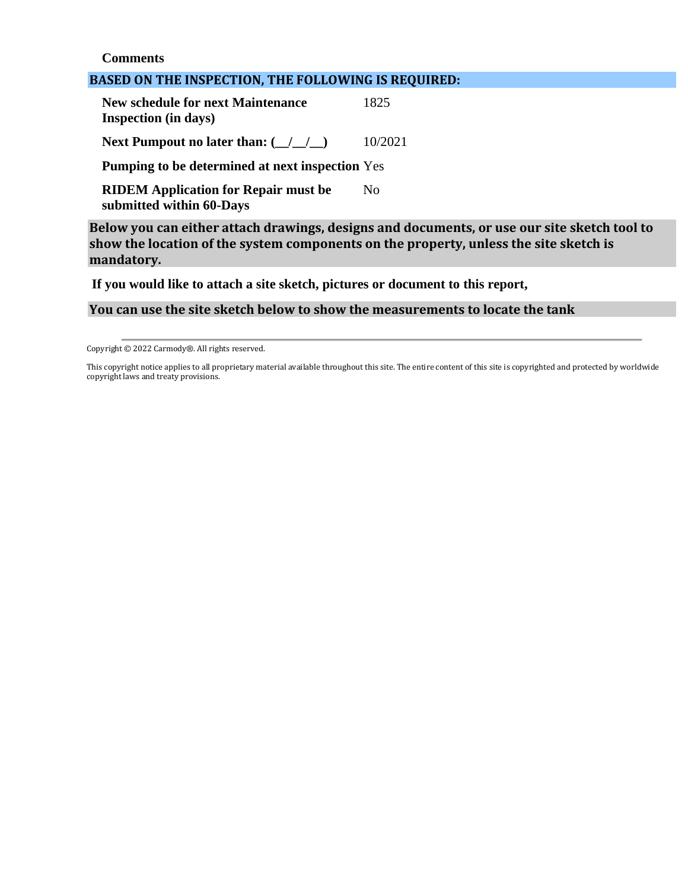**Comments**

## BASED ON THE INSPECTION, THE FOLLOWING IS REQUIRED:

| | |
|---|---|
| **New schedule for next Maintenance Inspection (in days)** | 1825 |
| **Next Pumpout no later than: (__/__/__)** | 10/2021 |
| **Pumping to be determined at next inspection** | Yes |
| **RIDEM Application for Repair must be submitted within 60-Days** | No |

**Below you can either attach drawings, designs and documents, or use our site sketch tool to show the location of the system components on the property, unless the site sketch is mandatory.**

**If you would like to attach a site sketch, pictures or document to this report,**

**You can use the site sketch below to show the measurements to locate the tank**

---

Copyright © 2022 Carmody®. All rights reserved.

This copyright notice applies to all proprietary material available throughout this site. The entire content of this site is copyrighted and protected by worldwide copyright laws and treaty provisions.